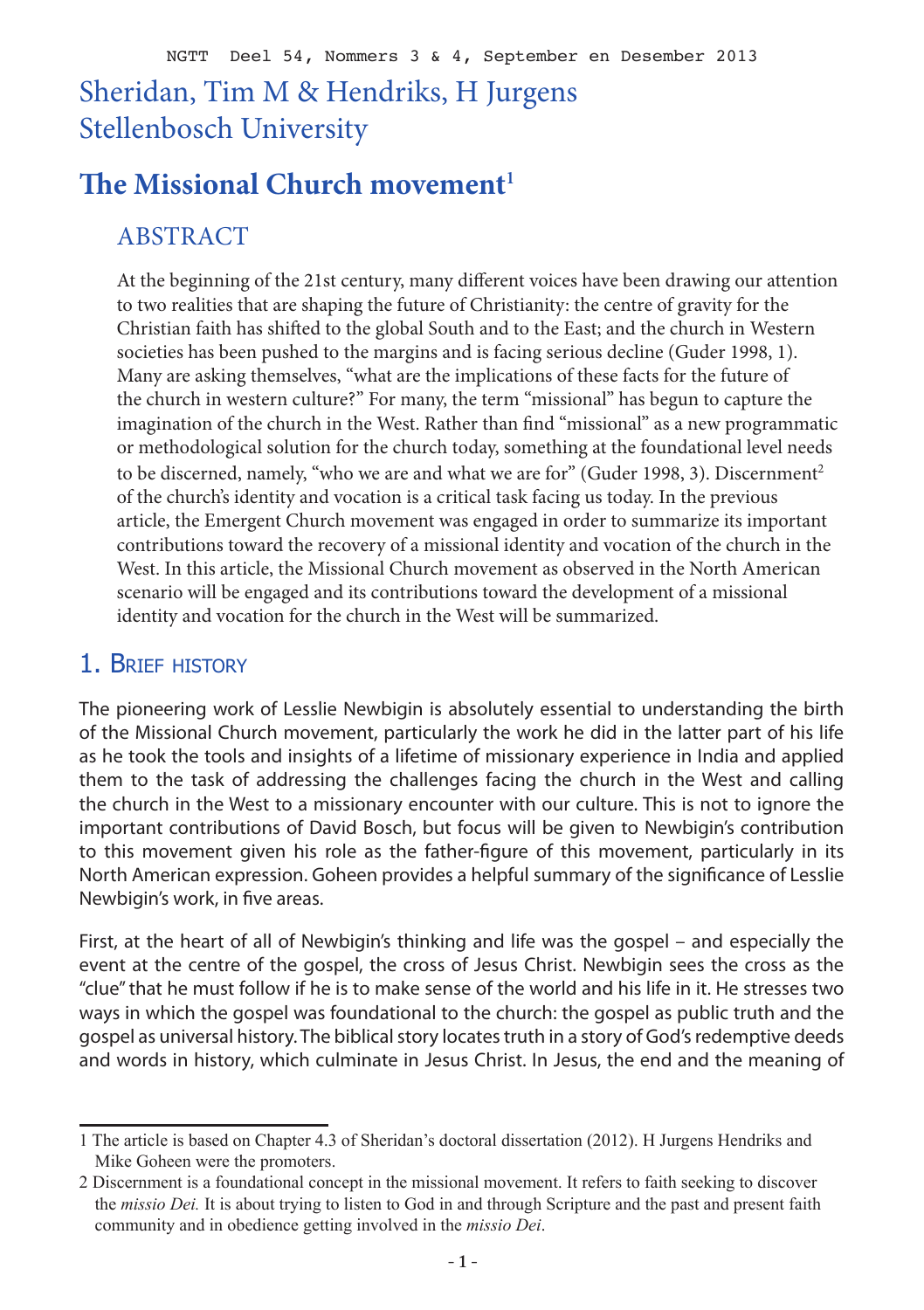Sheridan, Tim M & Hendriks, H Jurgens
Stellenbosch University

# The Missional Church movement[1]

## ABSTRACT

At the beginning of the 21st century, many different voices have been drawing our attention to two realities that are shaping the future of Christianity: the centre of gravity for the Christian faith has shifted to the global South and to the East; and the church in Western societies has been pushed to the margins and is facing serious decline (Guder 1998, 1). Many are asking themselves, "what are the implications of these facts for the future of the church in western culture?" For many, the term "missional" has begun to capture the imagination of the church in the West. Rather than find "missional" as a new programmatic or methodological solution for the church today, something at the foundational level needs to be discerned, namely, "who we are and what we are for" (Guder 1998, 3). Discernment[2] of the church's identity and vocation is a critical task facing us today. In the previous article, the Emergent Church movement was engaged in order to summarize its important contributions toward the recovery of a missional identity and vocation of the church in the West. In this article, the Missional Church movement as observed in the North American scenario will be engaged and its contributions toward the development of a missional identity and vocation for the church in the West will be summarized.

## 1. Brief history

The pioneering work of Lesslie Newbigin is absolutely essential to understanding the birth of the Missional Church movement, particularly the work he did in the latter part of his life as he took the tools and insights of a lifetime of missionary experience in India and applied them to the task of addressing the challenges facing the church in the West and calling the church in the West to a missionary encounter with our culture. This is not to ignore the important contributions of David Bosch, but focus will be given to Newbigin's contribution to this movement given his role as the father-figure of this movement, particularly in its North American expression. Goheen provides a helpful summary of the significance of Lesslie Newbigin's work, in five areas.

First, at the heart of all of Newbigin's thinking and life was the gospel – and especially the event at the centre of the gospel, the cross of Jesus Christ. Newbigin sees the cross as the "clue" that he must follow if he is to make sense of the world and his life in it. He stresses two ways in which the gospel was foundational to the church: the gospel as public truth and the gospel as universal history. The biblical story locates truth in a story of God's redemptive deeds and words in history, which culminate in Jesus Christ. In Jesus, the end and the meaning of

---

1 The article is based on Chapter 4.3 of Sheridan's doctoral dissertation (2012). H Jurgens Hendriks and Mike Goheen were the promoters.

2 Discernment is a foundational concept in the missional movement. It refers to faith seeking to discover the *missio Dei.* It is about trying to listen to God in and through Scripture and the past and present faith community and in obedience getting involved in the *missio Dei*.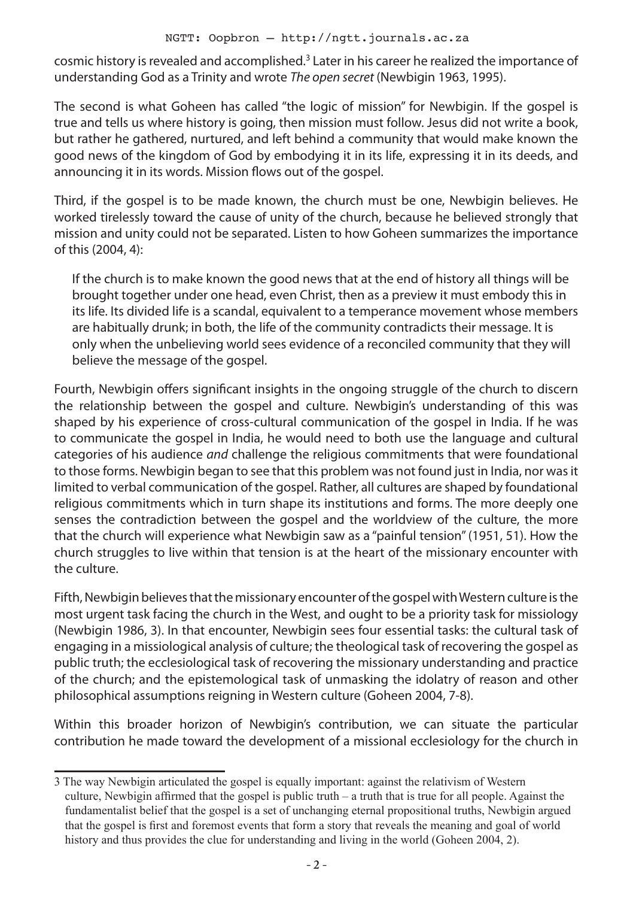cosmic history is revealed and accomplished.[3] Later in his career he realized the importance of understanding God as a Trinity and wrote *The open secret* (Newbigin 1963, 1995).

The second is what Goheen has called "the logic of mission" for Newbigin. If the gospel is true and tells us where history is going, then mission must follow. Jesus did not write a book, but rather he gathered, nurtured, and left behind a community that would make known the good news of the kingdom of God by embodying it in its life, expressing it in its deeds, and announcing it in its words. Mission flows out of the gospel.

Third, if the gospel is to be made known, the church must be one, Newbigin believes. He worked tirelessly toward the cause of unity of the church, because he believed strongly that mission and unity could not be separated. Listen to how Goheen summarizes the importance of this (2004, 4):

> If the church is to make known the good news that at the end of history all things will be brought together under one head, even Christ, then as a preview it must embody this in its life. Its divided life is a scandal, equivalent to a temperance movement whose members are habitually drunk; in both, the life of the community contradicts their message. It is only when the unbelieving world sees evidence of a reconciled community that they will believe the message of the gospel.

Fourth, Newbigin offers significant insights in the ongoing struggle of the church to discern the relationship between the gospel and culture. Newbigin's understanding of this was shaped by his experience of cross-cultural communication of the gospel in India. If he was to communicate the gospel in India, he would need to both use the language and cultural categories of his audience *and* challenge the religious commitments that were foundational to those forms. Newbigin began to see that this problem was not found just in India, nor was it limited to verbal communication of the gospel. Rather, all cultures are shaped by foundational religious commitments which in turn shape its institutions and forms. The more deeply one senses the contradiction between the gospel and the worldview of the culture, the more that the church will experience what Newbigin saw as a "painful tension" (1951, 51). How the church struggles to live within that tension is at the heart of the missionary encounter with the culture.

Fifth, Newbigin believes that the missionary encounter of the gospel with Western culture is the most urgent task facing the church in the West, and ought to be a priority task for missiology (Newbigin 1986, 3). In that encounter, Newbigin sees four essential tasks: the cultural task of engaging in a missiological analysis of culture; the theological task of recovering the gospel as public truth; the ecclesiological task of recovering the missionary understanding and practice of the church; and the epistemological task of unmasking the idolatry of reason and other philosophical assumptions reigning in Western culture (Goheen 2004, 7-8).

Within this broader horizon of Newbigin's contribution, we can situate the particular contribution he made toward the development of a missional ecclesiology for the church in

---

3 The way Newbigin articulated the gospel is equally important: against the relativism of Western culture, Newbigin affirmed that the gospel is public truth – a truth that is true for all people. Against the fundamentalist belief that the gospel is a set of unchanging eternal propositional truths, Newbigin argued that the gospel is first and foremost events that form a story that reveals the meaning and goal of world history and thus provides the clue for understanding and living in the world (Goheen 2004, 2).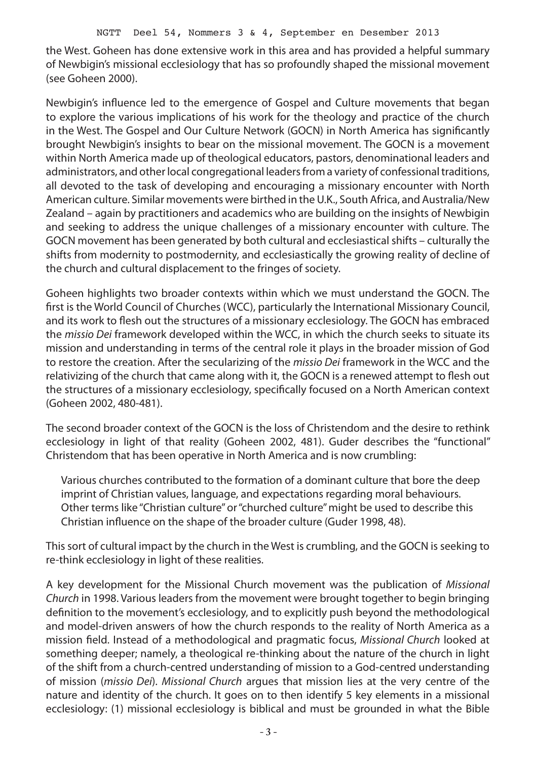the West. Goheen has done extensive work in this area and has provided a helpful summary of Newbigin's missional ecclesiology that has so profoundly shaped the missional movement (see Goheen 2000).

Newbigin's influence led to the emergence of Gospel and Culture movements that began to explore the various implications of his work for the theology and practice of the church in the West. The Gospel and Our Culture Network (GOCN) in North America has significantly brought Newbigin's insights to bear on the missional movement. The GOCN is a movement within North America made up of theological educators, pastors, denominational leaders and administrators, and other local congregational leaders from a variety of confessional traditions, all devoted to the task of developing and encouraging a missionary encounter with North American culture. Similar movements were birthed in the U.K., South Africa, and Australia/New Zealand – again by practitioners and academics who are building on the insights of Newbigin and seeking to address the unique challenges of a missionary encounter with culture. The GOCN movement has been generated by both cultural and ecclesiastical shifts – culturally the shifts from modernity to postmodernity, and ecclesiastically the growing reality of decline of the church and cultural displacement to the fringes of society.

Goheen highlights two broader contexts within which we must understand the GOCN. The first is the World Council of Churches (WCC), particularly the International Missionary Council, and its work to flesh out the structures of a missionary ecclesiology. The GOCN has embraced the *missio Dei* framework developed within the WCC, in which the church seeks to situate its mission and understanding in terms of the central role it plays in the broader mission of God to restore the creation. After the secularizing of the *missio Dei* framework in the WCC and the relativizing of the church that came along with it, the GOCN is a renewed attempt to flesh out the structures of a missionary ecclesiology, specifically focused on a North American context (Goheen 2002, 480-481).

The second broader context of the GOCN is the loss of Christendom and the desire to rethink ecclesiology in light of that reality (Goheen 2002, 481). Guder describes the "functional" Christendom that has been operative in North America and is now crumbling:

> Various churches contributed to the formation of a dominant culture that bore the deep imprint of Christian values, language, and expectations regarding moral behaviours. Other terms like "Christian culture" or "churched culture" might be used to describe this Christian influence on the shape of the broader culture (Guder 1998, 48).

This sort of cultural impact by the church in the West is crumbling, and the GOCN is seeking to re-think ecclesiology in light of these realities.

A key development for the Missional Church movement was the publication of *Missional Church* in 1998. Various leaders from the movement were brought together to begin bringing definition to the movement's ecclesiology, and to explicitly push beyond the methodological and model-driven answers of how the church responds to the reality of North America as a mission field. Instead of a methodological and pragmatic focus, *Missional Church* looked at something deeper; namely, a theological re-thinking about the nature of the church in light of the shift from a church-centred understanding of mission to a God-centred understanding of mission (*missio Dei*). *Missional Church* argues that mission lies at the very centre of the nature and identity of the church. It goes on to then identify 5 key elements in a missional ecclesiology: (1) missional ecclesiology is biblical and must be grounded in what the Bible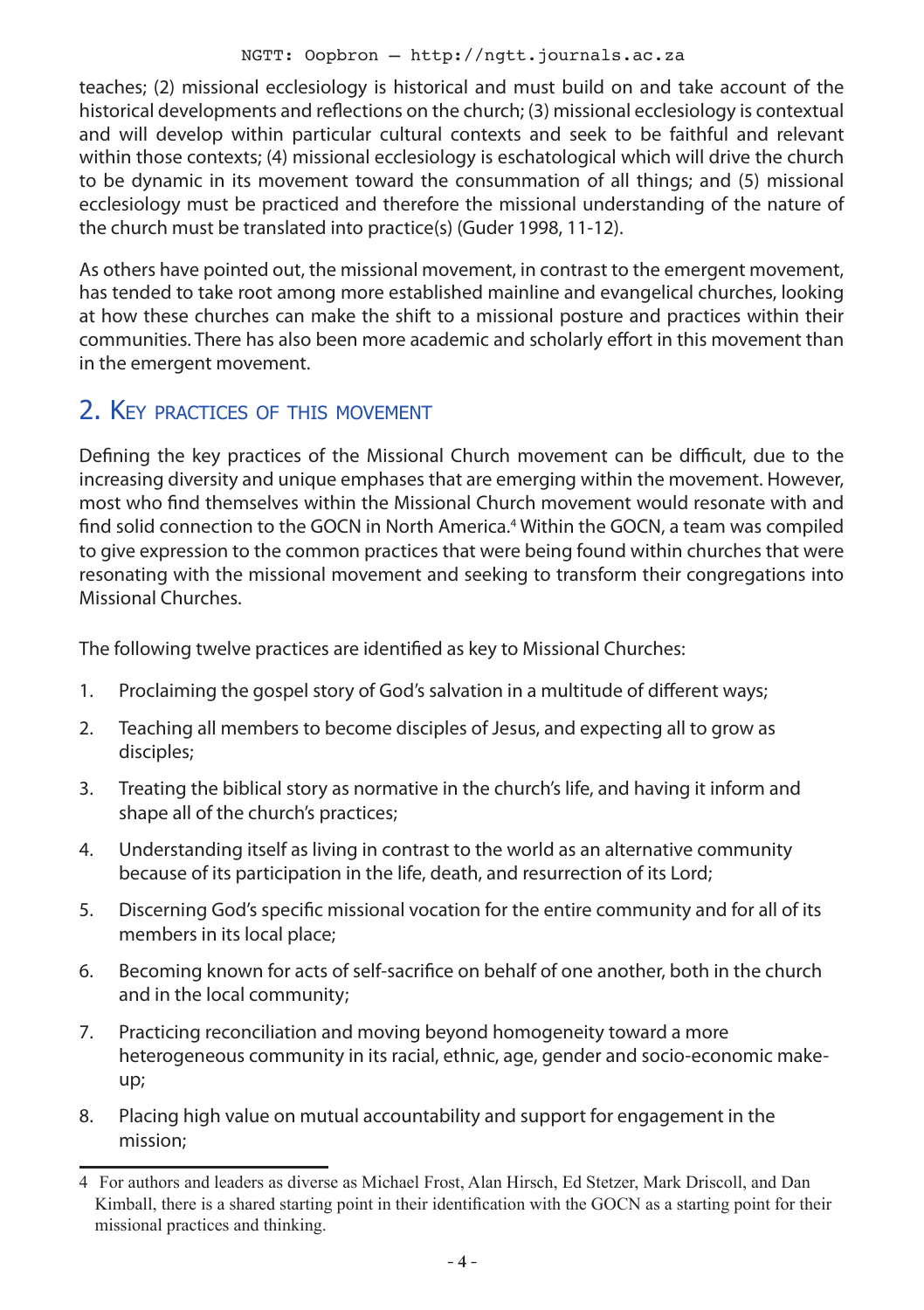teaches; (2) missional ecclesiology is historical and must build on and take account of the historical developments and reflections on the church; (3) missional ecclesiology is contextual and will develop within particular cultural contexts and seek to be faithful and relevant within those contexts; (4) missional ecclesiology is eschatological which will drive the church to be dynamic in its movement toward the consummation of all things; and (5) missional ecclesiology must be practiced and therefore the missional understanding of the nature of the church must be translated into practice(s) (Guder 1998, 11-12).

As others have pointed out, the missional movement, in contrast to the emergent movement, has tended to take root among more established mainline and evangelical churches, looking at how these churches can make the shift to a missional posture and practices within their communities. There has also been more academic and scholarly effort in this movement than in the emergent movement.

## 2. Key practices of this movement

Defining the key practices of the Missional Church movement can be difficult, due to the increasing diversity and unique emphases that are emerging within the movement. However, most who find themselves within the Missional Church movement would resonate with and find solid connection to the GOCN in North America.[4] Within the GOCN, a team was compiled to give expression to the common practices that were being found within churches that were resonating with the missional movement and seeking to transform their congregations into Missional Churches.

The following twelve practices are identified as key to Missional Churches:

1. Proclaiming the gospel story of God's salvation in a multitude of different ways;
2. Teaching all members to become disciples of Jesus, and expecting all to grow as disciples;
3. Treating the biblical story as normative in the church's life, and having it inform and shape all of the church's practices;
4. Understanding itself as living in contrast to the world as an alternative community because of its participation in the life, death, and resurrection of its Lord;
5. Discerning God's specific missional vocation for the entire community and for all of its members in its local place;
6. Becoming known for acts of self-sacrifice on behalf of one another, both in the church and in the local community;
7. Practicing reconciliation and moving beyond homogeneity toward a more heterogeneous community in its racial, ethnic, age, gender and socio-economic make-up;
8. Placing high value on mutual accountability and support for engagement in the mission;

---

4 For authors and leaders as diverse as Michael Frost, Alan Hirsch, Ed Stetzer, Mark Driscoll, and Dan Kimball, there is a shared starting point in their identification with the GOCN as a starting point for their missional practices and thinking.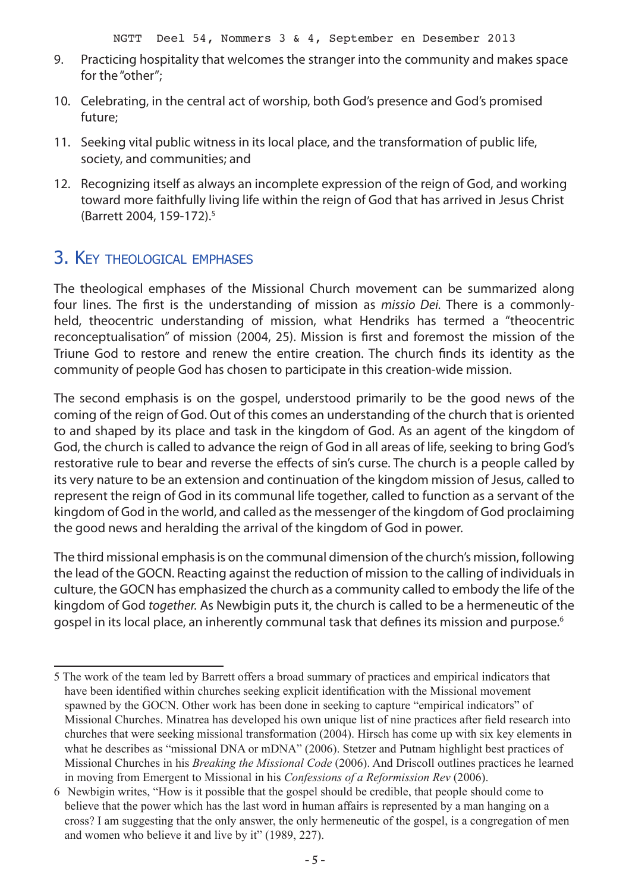9. Practicing hospitality that welcomes the stranger into the community and makes space for the "other";

10. Celebrating, in the central act of worship, both God's presence and God's promised future;

11. Seeking vital public witness in its local place, and the transformation of public life, society, and communities; and

12. Recognizing itself as always an incomplete expression of the reign of God, and working toward more faithfully living life within the reign of God that has arrived in Jesus Christ (Barrett 2004, 159-172).[5]

## 3. Key theological emphases

The theological emphases of the Missional Church movement can be summarized along four lines. The first is the understanding of mission as *missio Dei*. There is a commonly-held, theocentric understanding of mission, what Hendriks has termed a "theocentric reconceptualisation" of mission (2004, 25). Mission is first and foremost the mission of the Triune God to restore and renew the entire creation. The church finds its identity as the community of people God has chosen to participate in this creation-wide mission.

The second emphasis is on the gospel, understood primarily to be the good news of the coming of the reign of God. Out of this comes an understanding of the church that is oriented to and shaped by its place and task in the kingdom of God. As an agent of the kingdom of God, the church is called to advance the reign of God in all areas of life, seeking to bring God's restorative rule to bear and reverse the effects of sin's curse. The church is a people called by its very nature to be an extension and continuation of the kingdom mission of Jesus, called to represent the reign of God in its communal life together, called to function as a servant of the kingdom of God in the world, and called as the messenger of the kingdom of God proclaiming the good news and heralding the arrival of the kingdom of God in power.

The third missional emphasis is on the communal dimension of the church's mission, following the lead of the GOCN. Reacting against the reduction of mission to the calling of individuals in culture, the GOCN has emphasized the church as a community called to embody the life of the kingdom of God *together*. As Newbigin puts it, the church is called to be a hermeneutic of the gospel in its local place, an inherently communal task that defines its mission and purpose.[6]

---

5 The work of the team led by Barrett offers a broad summary of practices and empirical indicators that have been identified within churches seeking explicit identification with the Missional movement spawned by the GOCN. Other work has been done in seeking to capture "empirical indicators" of Missional Churches. Minatrea has developed his own unique list of nine practices after field research into churches that were seeking missional transformation (2004). Hirsch has come up with six key elements in what he describes as "missional DNA or mDNA" (2006). Stetzer and Putnam highlight best practices of Missional Churches in his *Breaking the Missional Code* (2006). And Driscoll outlines practices he learned in moving from Emergent to Missional in his *Confessions of a Reformission Rev* (2006).

6 Newbigin writes, "How is it possible that the gospel should be credible, that people should come to believe that the power which has the last word in human affairs is represented by a man hanging on a cross? I am suggesting that the only answer, the only hermeneutic of the gospel, is a congregation of men and women who believe it and live by it" (1989, 227).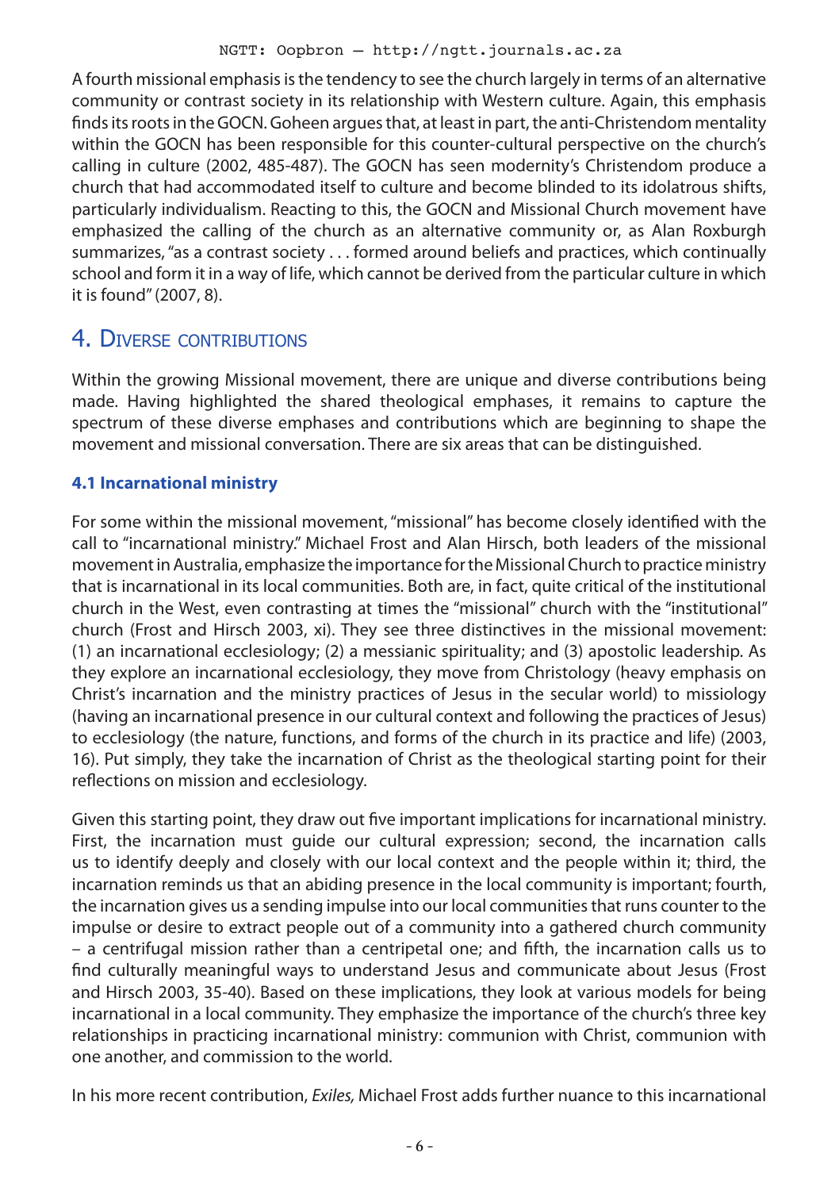A fourth missional emphasis is the tendency to see the church largely in terms of an alternative community or contrast society in its relationship with Western culture. Again, this emphasis finds its roots in the GOCN. Goheen argues that, at least in part, the anti-Christendom mentality within the GOCN has been responsible for this counter-cultural perspective on the church's calling in culture (2002, 485-487). The GOCN has seen modernity's Christendom produce a church that had accommodated itself to culture and become blinded to its idolatrous shifts, particularly individualism. Reacting to this, the GOCN and Missional Church movement have emphasized the calling of the church as an alternative community or, as Alan Roxburgh summarizes, "as a contrast society . . . formed around beliefs and practices, which continually school and form it in a way of life, which cannot be derived from the particular culture in which it is found" (2007, 8).

## 4. Diverse contributions

Within the growing Missional movement, there are unique and diverse contributions being made. Having highlighted the shared theological emphases, it remains to capture the spectrum of these diverse emphases and contributions which are beginning to shape the movement and missional conversation. There are six areas that can be distinguished.

### 4.1 Incarnational ministry

For some within the missional movement, "missional" has become closely identified with the call to "incarnational ministry." Michael Frost and Alan Hirsch, both leaders of the missional movement in Australia, emphasize the importance for the Missional Church to practice ministry that is incarnational in its local communities. Both are, in fact, quite critical of the institutional church in the West, even contrasting at times the "missional" church with the "institutional" church (Frost and Hirsch 2003, xi). They see three distinctives in the missional movement: (1) an incarnational ecclesiology; (2) a messianic spirituality; and (3) apostolic leadership. As they explore an incarnational ecclesiology, they move from Christology (heavy emphasis on Christ's incarnation and the ministry practices of Jesus in the secular world) to missiology (having an incarnational presence in our cultural context and following the practices of Jesus) to ecclesiology (the nature, functions, and forms of the church in its practice and life) (2003, 16). Put simply, they take the incarnation of Christ as the theological starting point for their reflections on mission and ecclesiology.

Given this starting point, they draw out five important implications for incarnational ministry. First, the incarnation must guide our cultural expression; second, the incarnation calls us to identify deeply and closely with our local context and the people within it; third, the incarnation reminds us that an abiding presence in the local community is important; fourth, the incarnation gives us a sending impulse into our local communities that runs counter to the impulse or desire to extract people out of a community into a gathered church community – a centrifugal mission rather than a centripetal one; and fifth, the incarnation calls us to find culturally meaningful ways to understand Jesus and communicate about Jesus (Frost and Hirsch 2003, 35-40). Based on these implications, they look at various models for being incarnational in a local community. They emphasize the importance of the church's three key relationships in practicing incarnational ministry: communion with Christ, communion with one another, and commission to the world.

In his more recent contribution, *Exiles,* Michael Frost adds further nuance to this incarnational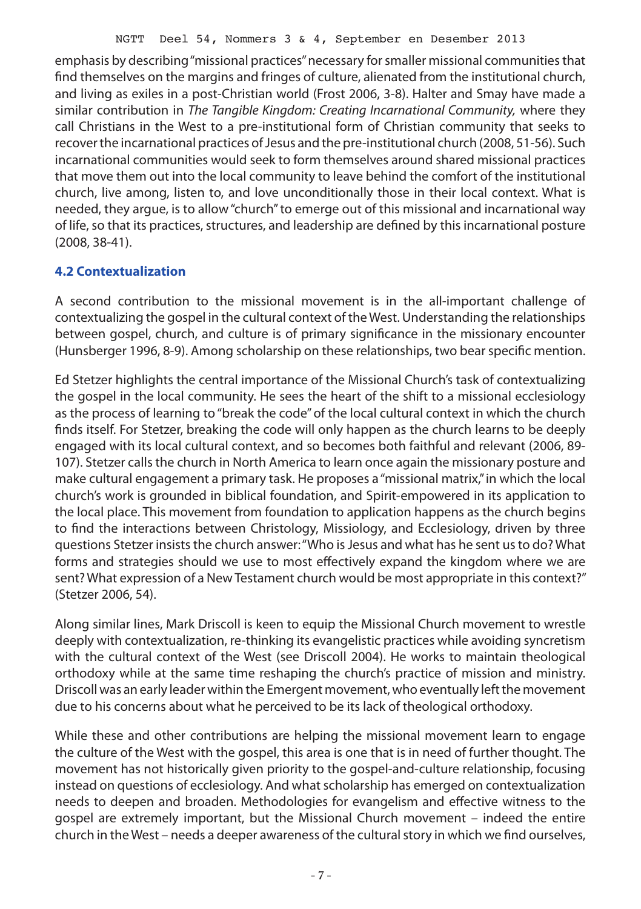emphasis by describing "missional practices" necessary for smaller missional communities that find themselves on the margins and fringes of culture, alienated from the institutional church, and living as exiles in a post-Christian world (Frost 2006, 3-8). Halter and Smay have made a similar contribution in *The Tangible Kingdom: Creating Incarnational Community,* where they call Christians in the West to a pre-institutional form of Christian community that seeks to recover the incarnational practices of Jesus and the pre-institutional church (2008, 51-56). Such incarnational communities would seek to form themselves around shared missional practices that move them out into the local community to leave behind the comfort of the institutional church, live among, listen to, and love unconditionally those in their local context. What is needed, they argue, is to allow "church" to emerge out of this missional and incarnational way of life, so that its practices, structures, and leadership are defined by this incarnational posture (2008, 38-41).

### 4.2 Contextualization

A second contribution to the missional movement is in the all-important challenge of contextualizing the gospel in the cultural context of the West. Understanding the relationships between gospel, church, and culture is of primary significance in the missionary encounter (Hunsberger 1996, 8-9). Among scholarship on these relationships, two bear specific mention.

Ed Stetzer highlights the central importance of the Missional Church's task of contextualizing the gospel in the local community. He sees the heart of the shift to a missional ecclesiology as the process of learning to "break the code" of the local cultural context in which the church finds itself. For Stetzer, breaking the code will only happen as the church learns to be deeply engaged with its local cultural context, and so becomes both faithful and relevant (2006, 89-107). Stetzer calls the church in North America to learn once again the missionary posture and make cultural engagement a primary task. He proposes a "missional matrix," in which the local church's work is grounded in biblical foundation, and Spirit-empowered in its application to the local place. This movement from foundation to application happens as the church begins to find the interactions between Christology, Missiology, and Ecclesiology, driven by three questions Stetzer insists the church answer: "Who is Jesus and what has he sent us to do? What forms and strategies should we use to most effectively expand the kingdom where we are sent? What expression of a New Testament church would be most appropriate in this context?" (Stetzer 2006, 54).

Along similar lines, Mark Driscoll is keen to equip the Missional Church movement to wrestle deeply with contextualization, re-thinking its evangelistic practices while avoiding syncretism with the cultural context of the West (see Driscoll 2004). He works to maintain theological orthodoxy while at the same time reshaping the church's practice of mission and ministry. Driscoll was an early leader within the Emergent movement, who eventually left the movement due to his concerns about what he perceived to be its lack of theological orthodoxy.

While these and other contributions are helping the missional movement learn to engage the culture of the West with the gospel, this area is one that is in need of further thought. The movement has not historically given priority to the gospel-and-culture relationship, focusing instead on questions of ecclesiology. And what scholarship has emerged on contextualization needs to deepen and broaden. Methodologies for evangelism and effective witness to the gospel are extremely important, but the Missional Church movement – indeed the entire church in the West – needs a deeper awareness of the cultural story in which we find ourselves,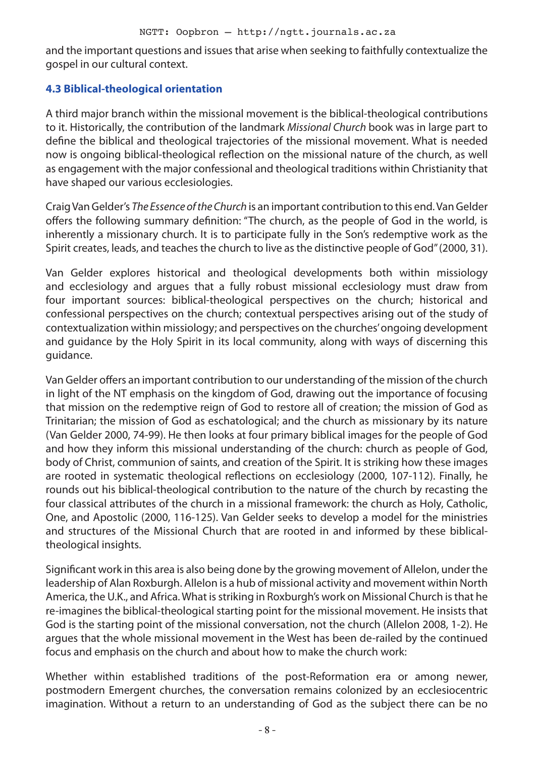and the important questions and issues that arise when seeking to faithfully contextualize the gospel in our cultural context.

### 4.3 Biblical-theological orientation

A third major branch within the missional movement is the biblical-theological contributions to it. Historically, the contribution of the landmark *Missional Church* book was in large part to define the biblical and theological trajectories of the missional movement. What is needed now is ongoing biblical-theological reflection on the missional nature of the church, as well as engagement with the major confessional and theological traditions within Christianity that have shaped our various ecclesiologies.

Craig Van Gelder's *The Essence of the Church* is an important contribution to this end. Van Gelder offers the following summary definition: "The church, as the people of God in the world, is inherently a missionary church. It is to participate fully in the Son's redemptive work as the Spirit creates, leads, and teaches the church to live as the distinctive people of God" (2000, 31).

Van Gelder explores historical and theological developments both within missiology and ecclesiology and argues that a fully robust missional ecclesiology must draw from four important sources: biblical-theological perspectives on the church; historical and confessional perspectives on the church; contextual perspectives arising out of the study of contextualization within missiology; and perspectives on the churches' ongoing development and guidance by the Holy Spirit in its local community, along with ways of discerning this guidance.

Van Gelder offers an important contribution to our understanding of the mission of the church in light of the NT emphasis on the kingdom of God, drawing out the importance of focusing that mission on the redemptive reign of God to restore all of creation; the mission of God as Trinitarian; the mission of God as eschatological; and the church as missionary by its nature (Van Gelder 2000, 74-99). He then looks at four primary biblical images for the people of God and how they inform this missional understanding of the church: church as people of God, body of Christ, communion of saints, and creation of the Spirit. It is striking how these images are rooted in systematic theological reflections on ecclesiology (2000, 107-112). Finally, he rounds out his biblical-theological contribution to the nature of the church by recasting the four classical attributes of the church in a missional framework: the church as Holy, Catholic, One, and Apostolic (2000, 116-125). Van Gelder seeks to develop a model for the ministries and structures of the Missional Church that are rooted in and informed by these biblical-theological insights.

Significant work in this area is also being done by the growing movement of Allelon, under the leadership of Alan Roxburgh. Allelon is a hub of missional activity and movement within North America, the U.K., and Africa. What is striking in Roxburgh's work on Missional Church is that he re-imagines the biblical-theological starting point for the missional movement. He insists that God is the starting point of the missional conversation, not the church (Allelon 2008, 1-2). He argues that the whole missional movement in the West has been de-railed by the continued focus and emphasis on the church and about how to make the church work:

Whether within established traditions of the post-Reformation era or among newer, postmodern Emergent churches, the conversation remains colonized by an ecclesiocentric imagination. Without a return to an understanding of God as the subject there can be no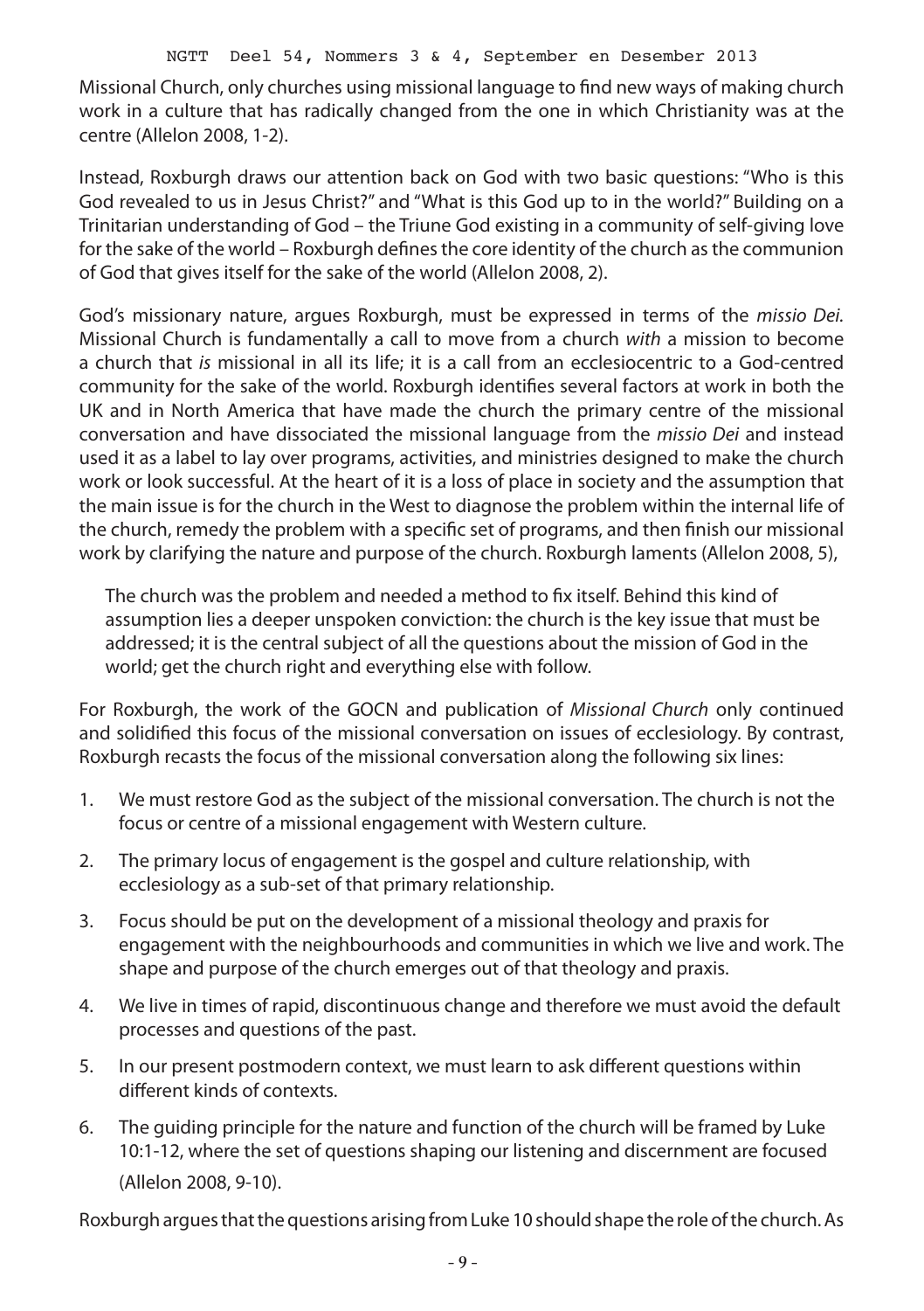Missional Church, only churches using missional language to find new ways of making church work in a culture that has radically changed from the one in which Christianity was at the centre (Allelon 2008, 1-2).

Instead, Roxburgh draws our attention back on God with two basic questions: "Who is this God revealed to us in Jesus Christ?" and "What is this God up to in the world?" Building on a Trinitarian understanding of God – the Triune God existing in a community of self-giving love for the sake of the world – Roxburgh defines the core identity of the church as the communion of God that gives itself for the sake of the world (Allelon 2008, 2).

God's missionary nature, argues Roxburgh, must be expressed in terms of the *missio Dei*. Missional Church is fundamentally a call to move from a church *with* a mission to become a church that *is* missional in all its life; it is a call from an ecclesiocentric to a God-centred community for the sake of the world. Roxburgh identifies several factors at work in both the UK and in North America that have made the church the primary centre of the missional conversation and have dissociated the missional language from the *missio Dei* and instead used it as a label to lay over programs, activities, and ministries designed to make the church work or look successful. At the heart of it is a loss of place in society and the assumption that the main issue is for the church in the West to diagnose the problem within the internal life of the church, remedy the problem with a specific set of programs, and then finish our missional work by clarifying the nature and purpose of the church. Roxburgh laments (Allelon 2008, 5),

> The church was the problem and needed a method to fix itself. Behind this kind of assumption lies a deeper unspoken conviction: the church is the key issue that must be addressed; it is the central subject of all the questions about the mission of God in the world; get the church right and everything else with follow.

For Roxburgh, the work of the GOCN and publication of *Missional Church* only continued and solidified this focus of the missional conversation on issues of ecclesiology. By contrast, Roxburgh recasts the focus of the missional conversation along the following six lines:

1. We must restore God as the subject of the missional conversation. The church is not the focus or centre of a missional engagement with Western culture.
2. The primary locus of engagement is the gospel and culture relationship, with ecclesiology as a sub-set of that primary relationship.
3. Focus should be put on the development of a missional theology and praxis for engagement with the neighbourhoods and communities in which we live and work. The shape and purpose of the church emerges out of that theology and praxis.
4. We live in times of rapid, discontinuous change and therefore we must avoid the default processes and questions of the past.
5. In our present postmodern context, we must learn to ask different questions within different kinds of contexts.
6. The guiding principle for the nature and function of the church will be framed by Luke 10:1-12, where the set of questions shaping our listening and discernment are focused (Allelon 2008, 9-10).

Roxburgh argues that the questions arising from Luke 10 should shape the role of the church. As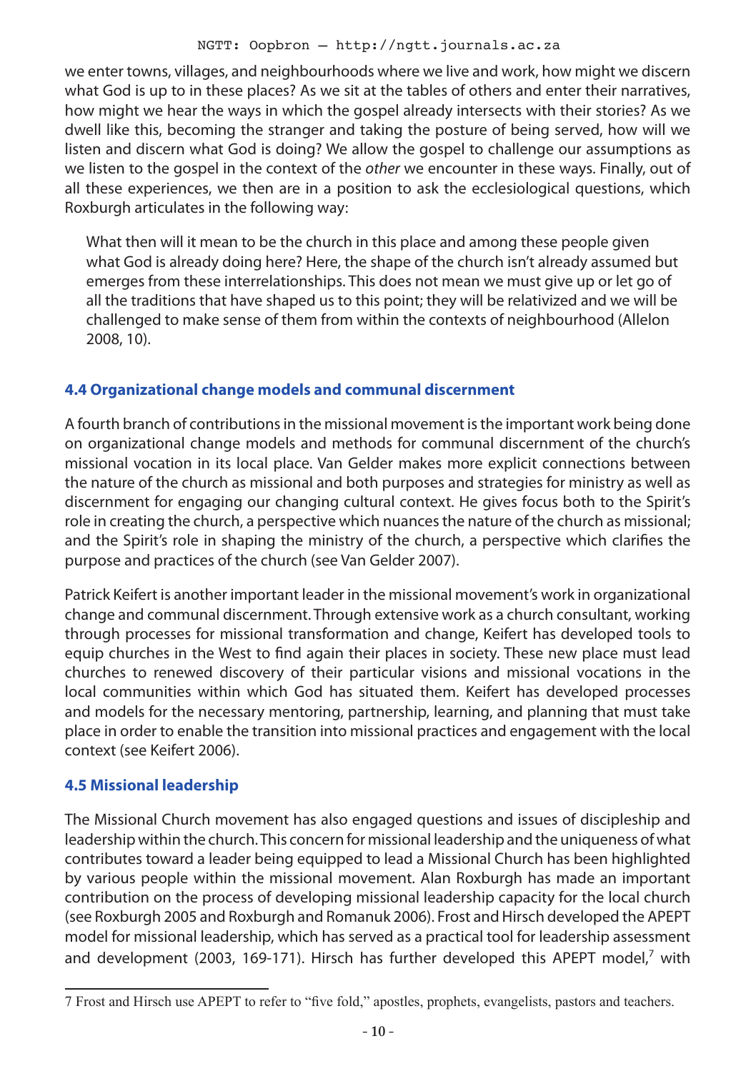we enter towns, villages, and neighbourhoods where we live and work, how might we discern what God is up to in these places? As we sit at the tables of others and enter their narratives, how might we hear the ways in which the gospel already intersects with their stories? As we dwell like this, becoming the stranger and taking the posture of being served, how will we listen and discern what God is doing? We allow the gospel to challenge our assumptions as we listen to the gospel in the context of the *other* we encounter in these ways. Finally, out of all these experiences, we then are in a position to ask the ecclesiological questions, which Roxburgh articulates in the following way:

> What then will it mean to be the church in this place and among these people given what God is already doing here? Here, the shape of the church isn't already assumed but emerges from these interrelationships. This does not mean we must give up or let go of all the traditions that have shaped us to this point; they will be relativized and we will be challenged to make sense of them from within the contexts of neighbourhood (Allelon 2008, 10).

### 4.4 Organizational change models and communal discernment

A fourth branch of contributions in the missional movement is the important work being done on organizational change models and methods for communal discernment of the church's missional vocation in its local place. Van Gelder makes more explicit connections between the nature of the church as missional and both purposes and strategies for ministry as well as discernment for engaging our changing cultural context. He gives focus both to the Spirit's role in creating the church, a perspective which nuances the nature of the church as missional; and the Spirit's role in shaping the ministry of the church, a perspective which clarifies the purpose and practices of the church (see Van Gelder 2007).

Patrick Keifert is another important leader in the missional movement's work in organizational change and communal discernment. Through extensive work as a church consultant, working through processes for missional transformation and change, Keifert has developed tools to equip churches in the West to find again their places in society. These new place must lead churches to renewed discovery of their particular visions and missional vocations in the local communities within which God has situated them. Keifert has developed processes and models for the necessary mentoring, partnership, learning, and planning that must take place in order to enable the transition into missional practices and engagement with the local context (see Keifert 2006).

### 4.5 Missional leadership

The Missional Church movement has also engaged questions and issues of discipleship and leadership within the church. This concern for missional leadership and the uniqueness of what contributes toward a leader being equipped to lead a Missional Church has been highlighted by various people within the missional movement. Alan Roxburgh has made an important contribution on the process of developing missional leadership capacity for the local church (see Roxburgh 2005 and Roxburgh and Romanuk 2006). Frost and Hirsch developed the APEPT model for missional leadership, which has served as a practical tool for leadership assessment and development (2003, 169-171). Hirsch has further developed this APEPT model,[7] with

---

7 Frost and Hirsch use APEPT to refer to "five fold," apostles, prophets, evangelists, pastors and teachers.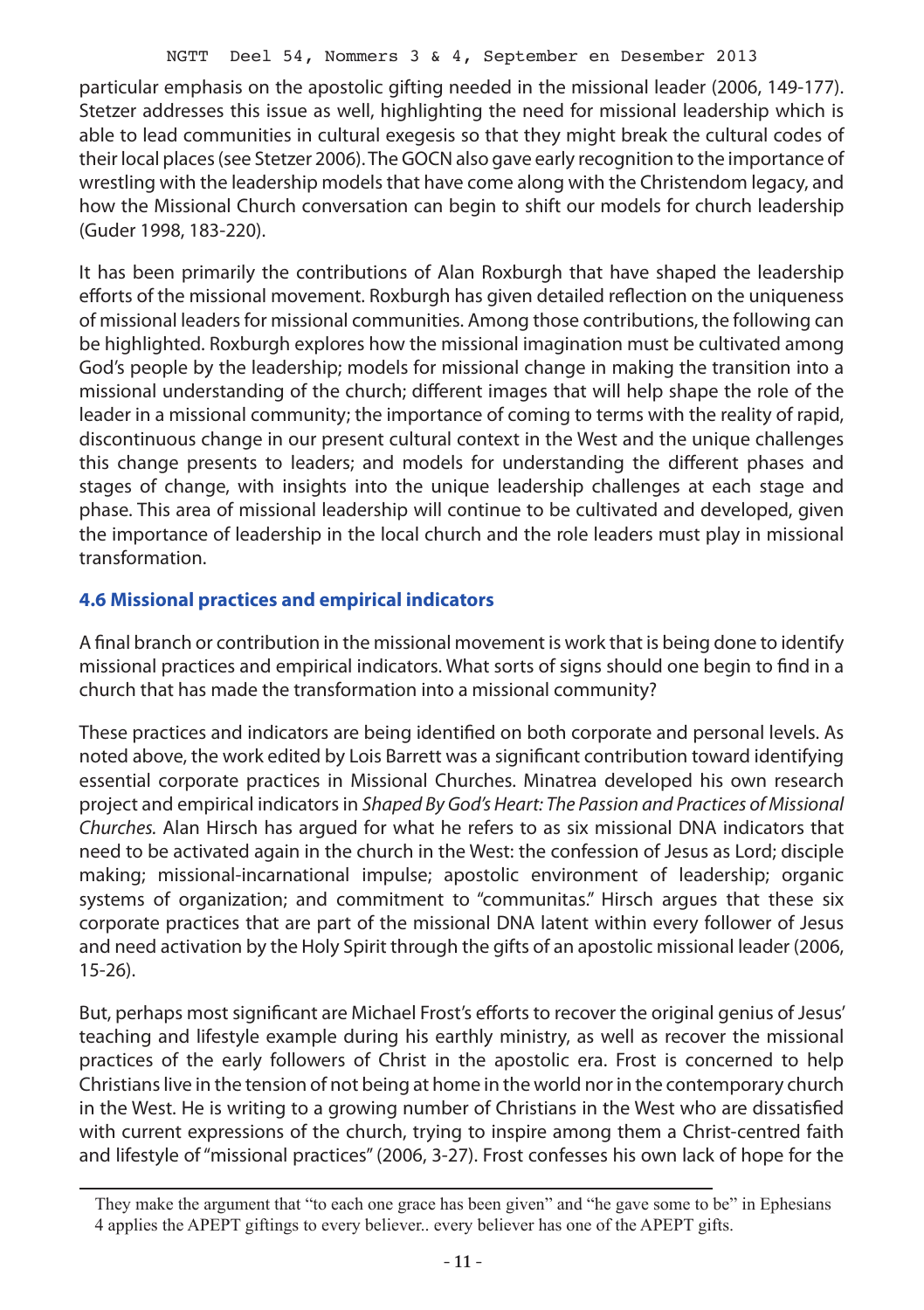particular emphasis on the apostolic gifting needed in the missional leader (2006, 149-177). Stetzer addresses this issue as well, highlighting the need for missional leadership which is able to lead communities in cultural exegesis so that they might break the cultural codes of their local places (see Stetzer 2006). The GOCN also gave early recognition to the importance of wrestling with the leadership models that have come along with the Christendom legacy, and how the Missional Church conversation can begin to shift our models for church leadership (Guder 1998, 183-220).

It has been primarily the contributions of Alan Roxburgh that have shaped the leadership efforts of the missional movement. Roxburgh has given detailed reflection on the uniqueness of missional leaders for missional communities. Among those contributions, the following can be highlighted. Roxburgh explores how the missional imagination must be cultivated among God's people by the leadership; models for missional change in making the transition into a missional understanding of the church; different images that will help shape the role of the leader in a missional community; the importance of coming to terms with the reality of rapid, discontinuous change in our present cultural context in the West and the unique challenges this change presents to leaders; and models for understanding the different phases and stages of change, with insights into the unique leadership challenges at each stage and phase. This area of missional leadership will continue to be cultivated and developed, given the importance of leadership in the local church and the role leaders must play in missional transformation.

### 4.6 Missional practices and empirical indicators

A final branch or contribution in the missional movement is work that is being done to identify missional practices and empirical indicators. What sorts of signs should one begin to find in a church that has made the transformation into a missional community?

These practices and indicators are being identified on both corporate and personal levels. As noted above, the work edited by Lois Barrett was a significant contribution toward identifying essential corporate practices in Missional Churches. Minatrea developed his own research project and empirical indicators in *Shaped By God's Heart: The Passion and Practices of Missional Churches.* Alan Hirsch has argued for what he refers to as six missional DNA indicators that need to be activated again in the church in the West: the confession of Jesus as Lord; disciple making; missional-incarnational impulse; apostolic environment of leadership; organic systems of organization; and commitment to "communitas." Hirsch argues that these six corporate practices that are part of the missional DNA latent within every follower of Jesus and need activation by the Holy Spirit through the gifts of an apostolic missional leader (2006, 15-26).

But, perhaps most significant are Michael Frost's efforts to recover the original genius of Jesus' teaching and lifestyle example during his earthly ministry, as well as recover the missional practices of the early followers of Christ in the apostolic era. Frost is concerned to help Christians live in the tension of not being at home in the world nor in the contemporary church in the West. He is writing to a growing number of Christians in the West who are dissatisfied with current expressions of the church, trying to inspire among them a Christ-centred faith and lifestyle of "missional practices" (2006, 3-27). Frost confesses his own lack of hope for the

---

They make the argument that "to each one grace has been given" and "he gave some to be" in Ephesians 4 applies the APEPT giftings to every believer.. every believer has one of the APEPT gifts.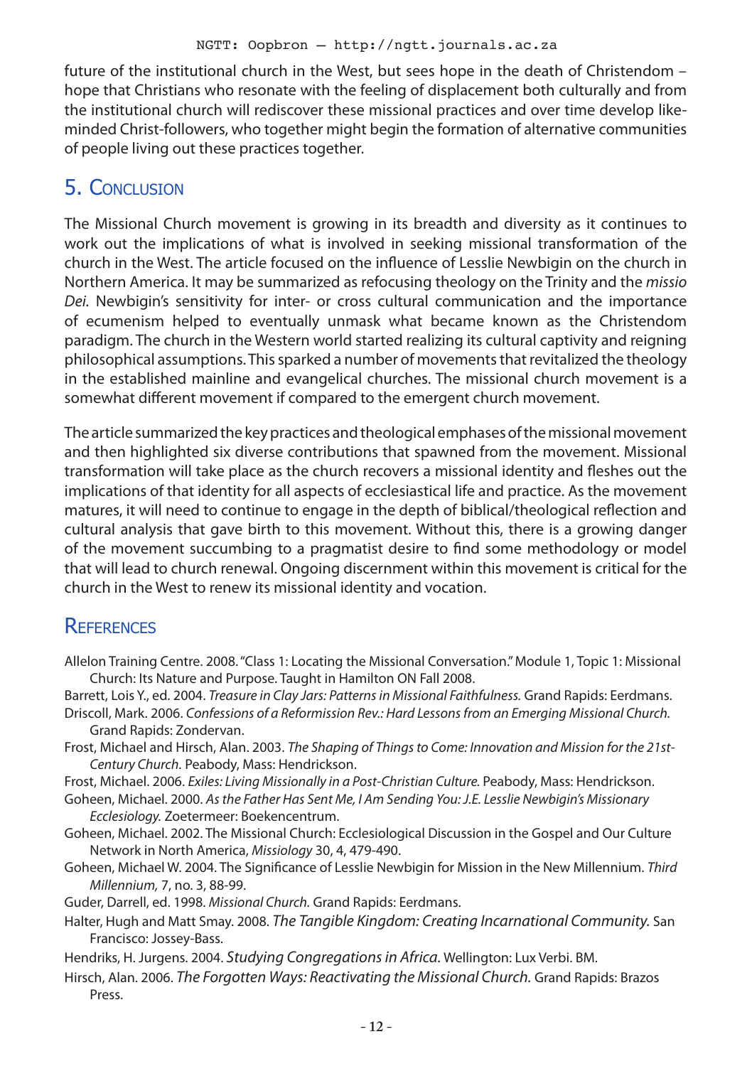future of the institutional church in the West, but sees hope in the death of Christendom – hope that Christians who resonate with the feeling of displacement both culturally and from the institutional church will rediscover these missional practices and over time develop like-minded Christ-followers, who together might begin the formation of alternative communities of people living out these practices together.

## 5. Conclusion

The Missional Church movement is growing in its breadth and diversity as it continues to work out the implications of what is involved in seeking missional transformation of the church in the West. The article focused on the influence of Lesslie Newbigin on the church in Northern America. It may be summarized as refocusing theology on the Trinity and the *missio Dei*. Newbigin's sensitivity for inter- or cross cultural communication and the importance of ecumenism helped to eventually unmask what became known as the Christendom paradigm. The church in the Western world started realizing its cultural captivity and reigning philosophical assumptions. This sparked a number of movements that revitalized the theology in the established mainline and evangelical churches. The missional church movement is a somewhat different movement if compared to the emergent church movement.

The article summarized the key practices and theological emphases of the missional movement and then highlighted six diverse contributions that spawned from the movement. Missional transformation will take place as the church recovers a missional identity and fleshes out the implications of that identity for all aspects of ecclesiastical life and practice. As the movement matures, it will need to continue to engage in the depth of biblical/theological reflection and cultural analysis that gave birth to this movement. Without this, there is a growing danger of the movement succumbing to a pragmatist desire to find some methodology or model that will lead to church renewal. Ongoing discernment within this movement is critical for the church in the West to renew its missional identity and vocation.

## References

Allelon Training Centre. 2008. "Class 1: Locating the Missional Conversation." Module 1, Topic 1: Missional Church: Its Nature and Purpose. Taught in Hamilton ON Fall 2008.

Barrett, Lois Y., ed. 2004. *Treasure in Clay Jars: Patterns in Missional Faithfulness.* Grand Rapids: Eerdmans.

Driscoll, Mark. 2006. *Confessions of a Reformission Rev.: Hard Lessons from an Emerging Missional Church.* Grand Rapids: Zondervan.

Frost, Michael and Hirsch, Alan. 2003. *The Shaping of Things to Come: Innovation and Mission for the 21st-Century Church.* Peabody, Mass: Hendrickson.

Frost, Michael. 2006. *Exiles: Living Missionally in a Post-Christian Culture.* Peabody, Mass: Hendrickson.

Goheen, Michael. 2000. *As the Father Has Sent Me, I Am Sending You: J.E. Lesslie Newbigin's Missionary Ecclesiology.* Zoetermeer: Boekencentrum.

Goheen, Michael. 2002. The Missional Church: Ecclesiological Discussion in the Gospel and Our Culture Network in North America, *Missiology* 30, 4, 479-490.

Goheen, Michael W. 2004. The Significance of Lesslie Newbigin for Mission in the New Millennium. *Third Millennium,* 7, no. 3, 88-99.

Guder, Darrell, ed. 1998. *Missional Church.* Grand Rapids: Eerdmans.

Halter, Hugh and Matt Smay. 2008. *The Tangible Kingdom: Creating Incarnational Community.* San Francisco: Jossey-Bass.

Hendriks, H. Jurgens. 2004. *Studying Congregations in Africa.* Wellington: Lux Verbi. BM.

Hirsch, Alan. 2006. *The Forgotten Ways: Reactivating the Missional Church.* Grand Rapids: Brazos Press.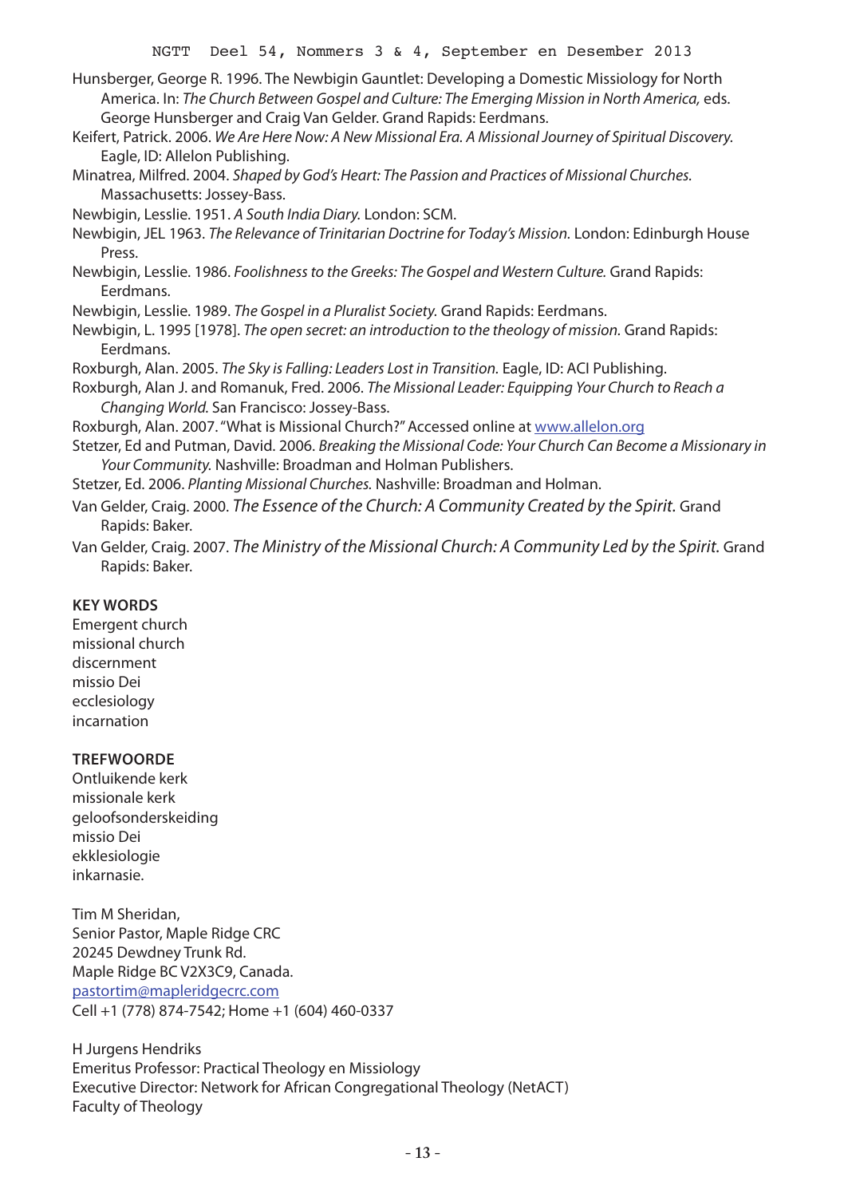Hunsberger, George R. 1996. The Newbigin Gauntlet: Developing a Domestic Missiology for North America. In: *The Church Between Gospel and Culture: The Emerging Mission in North America,* eds. George Hunsberger and Craig Van Gelder. Grand Rapids: Eerdmans.

Keifert, Patrick. 2006. *We Are Here Now: A New Missional Era. A Missional Journey of Spiritual Discovery.* Eagle, ID: Allelon Publishing.

Minatrea, Milfred. 2004. *Shaped by God's Heart: The Passion and Practices of Missional Churches.* Massachusetts: Jossey-Bass.

Newbigin, Lesslie. 1951. *A South India Diary.* London: SCM.

Newbigin, JEL 1963. *The Relevance of Trinitarian Doctrine for Today's Mission.* London: Edinburgh House Press.

Newbigin, Lesslie. 1986. *Foolishness to the Greeks: The Gospel and Western Culture.* Grand Rapids: Eerdmans.

Newbigin, Lesslie. 1989. *The Gospel in a Pluralist Society.* Grand Rapids: Eerdmans.

Newbigin, L. 1995 [1978]. *The open secret: an introduction to the theology of mission.* Grand Rapids: Eerdmans.

Roxburgh, Alan. 2005. *The Sky is Falling: Leaders Lost in Transition.* Eagle, ID: ACI Publishing.

Roxburgh, Alan J. and Romanuk, Fred. 2006. *The Missional Leader: Equipping Your Church to Reach a Changing World.* San Francisco: Jossey-Bass.

Roxburgh, Alan. 2007. "What is Missional Church?" Accessed online at www.allelon.org

Stetzer, Ed and Putman, David. 2006. *Breaking the Missional Code: Your Church Can Become a Missionary in Your Community.* Nashville: Broadman and Holman Publishers.

Stetzer, Ed. 2006. *Planting Missional Churches.* Nashville: Broadman and Holman.

Van Gelder, Craig. 2000. *The Essence of the Church: A Community Created by the Spirit.* Grand Rapids: Baker.

Van Gelder, Craig. 2007. *The Ministry of the Missional Church: A Community Led by the Spirit.* Grand Rapids: Baker.

**KEY WORDS**

Emergent church
missional church
discernment
missio Dei
ecclesiology
incarnation

**TREFWOORDE**

Ontluikende kerk
missionale kerk
geloofsonderskeiding
missio Dei
ekklesiologie
inkarnasie.

Tim M Sheridan,
Senior Pastor, Maple Ridge CRC
20245 Dewdney Trunk Rd.
Maple Ridge BC V2X3C9, Canada.
pastortim@mapleridgecrc.com
Cell +1 (778) 874-7542; Home +1 (604) 460-0337

H Jurgens Hendriks
Emeritus Professor: Practical Theology en Missiology
Executive Director: Network for African Congregational Theology (NetACT)
Faculty of Theology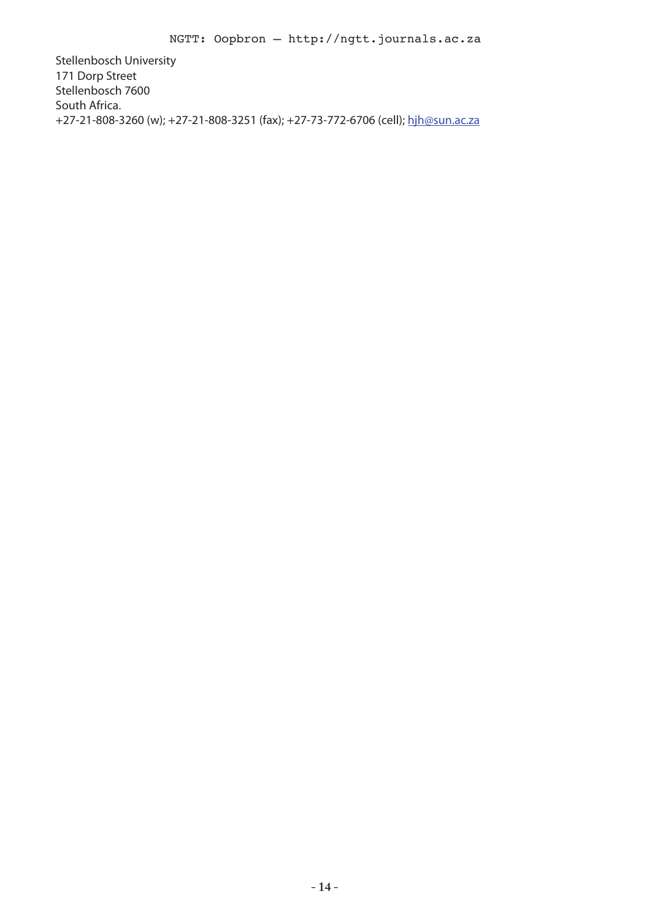Stellenbosch University
171 Dorp Street
Stellenbosch 7600
South Africa.
+27-21-808-3260 (w); +27-21-808-3251 (fax); +27-73-772-6706 (cell); hjh@sun.ac.za